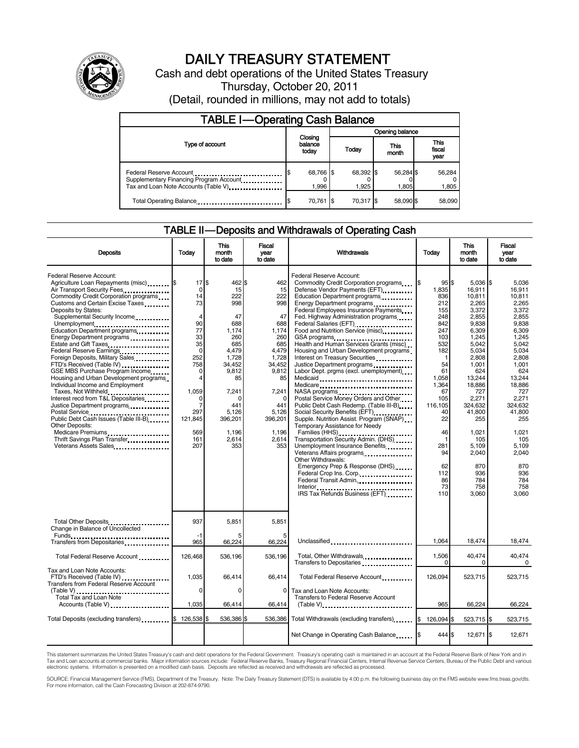# DAILY TREASURY STATEMENT

Cash and debt operations of the United States Treasury

Thursday, October 20, 2011

(Detail, rounded in millions, may not add to totals)

## TABLE I—Operating Cash Balance

| Type of account | Closing balance today | Opening balance Today | Opening balance This month | Opening balance This fiscal year |
|---|---|---|---|---|
| Federal Reserve Account | $ 68,766 | $ 68,392 | $ 56,284 | $ 56,284 |
| Supplementary Financing Program Account | 0 | 0 | 0 | 0 |
| Tax and Loan Note Accounts (Table V) | 1,996 | 1,925 | 1,805 | 1,805 |
| Total Operating Balance | $ 70,761 | $ 70,317 | $ 58,090 | $ 58,090 |

## TABLE II—Deposits and Withdrawals of Operating Cash

| Deposits | Today | This month to date | Fiscal year to date | Withdrawals | Today | This month to date | Fiscal year to date |
|---|---|---|---|---|---|---|---|
| Federal Reserve Account: | | | | Federal Reserve Account: | | | |
| Agriculture Loan Repayments (misc) | $ 17 | $ 462 | $ 462 | Commodity Credit Corporation programs | $ 95 | $ 5,036 | $ 5,036 |
| Air Transport Security Fees | 0 | 15 | 15 | Defense Vendor Payments (EFT) | 1,835 | 16,911 | 16,911 |
| Commodity Credit Corporation programs | 14 | 222 | 222 | Education Department programs | 836 | 10,811 | 10,811 |
| Customs and Certain Excise Taxes | 73 | 998 | 998 | Energy Department programs | 212 | 2,265 | 2,265 |
| Deposits by States: | | | | Federal Employees Insurance Payments | 155 | 3,372 | 3,372 |
| Supplemental Security Income | 4 | 47 | 47 | Fed. Highway Administration programs | 248 | 2,855 | 2,855 |
| Unemployment | 90 | 688 | 688 | Federal Salaries (EFT) | 842 | 9,838 | 9,838 |
| Education Department programs | 77 | 1,174 | 1,174 | Food and Nutrition Service (misc) | 247 | 6,309 | 6,309 |
| Energy Department programs | 33 | 260 | 260 | GSA programs | 103 | 1,245 | 1,245 |
| Estate and Gift Taxes | 35 | 685 | 685 | Health and Human Services Grants (misc) | 532 | 5,042 | 5,042 |
| Federal Reserve Earnings | 0 | 4,479 | 4,479 | Housing and Urban Development programs | 182 | 5,034 | 5,034 |
| Foreign Deposits, Military Sales | 252 | 1,728 | 1,728 | Interest on Treasury Securities | 1 | 2,808 | 2,808 |
| FTD's Received (Table IV) | 758 | 34,452 | 34,452 | Justice Department programs | 54 | 1,001 | 1,001 |
| GSE MBS Purchase Program Income | 0 | 9,812 | 9,812 | Labor Dept. prgms (excl. unemployment) | 61 | 624 | 624 |
| Housing and Urban Development programs | 4 | 85 | 85 | Medicaid | 1,058 | 13,244 | 13,244 |
| Individual Income and Employment Taxes, Not Withheld | 1,059 | 7,241 | 7,241 | Medicare | 1,364 | 18,886 | 18,886 |
| Interest recd from T&L Depositaries | 0 | 0 | 0 | NASA programs | 67 | 727 | 727 |
| Justice Department programs | 7 | 441 | 441 | Postal Service Money Orders and Other | 105 | 2,271 | 2,271 |
| Postal Service | 297 | 5,126 | 5,126 | Public Debt Cash Redemp. (Table III-B) | 116,105 | 324,632 | 324,632 |
| Public Debt Cash Issues (Table III-B) | 121,845 | 396,201 | 396,201 | Social Security Benefits (EFT) | 40 | 41,800 | 41,800 |
| Other Deposits: | | | | Supple. Nutrition Assist. Program (SNAP) | 22 | 255 | 255 |
| Medicare Premiums | 569 | 1,196 | 1,196 | Temporary Assistance for Needy Families (HHS) | 46 | 1,021 | 1,021 |
| Thrift Savings Plan Transfer | 161 | 2,614 | 2,614 | Transportation Security Admin. (DHS) | 1 | 105 | 105 |
| Veterans Assets Sales | 207 | 353 | 353 | Unemployment Insurance Benefits | 281 | 5,109 | 5,109 |
| | | | | Veterans Affairs programs | 94 | 2,040 | 2,040 |
| | | | | Other Withdrawals: | | | |
| | | | | Emergency Prep & Response (DHS) | 62 | 870 | 870 |
| | | | | Federal Crop Ins. Corp. | 112 | 936 | 936 |
| | | | | Federal Transit Admin. | 86 | 784 | 784 |
| | | | | Interior | 73 | 758 | 758 |
| | | | | IRS Tax Refunds Business (EFT) | 110 | 3,060 | 3,060 |
| Total Other Deposits | 937 | 5,851 | 5,851 | | | | |
| Change in Balance of Uncollected Funds | -1 | 5 | 5 | | | | |
| Transfers from Depositaries | 965 | 66,224 | 66,224 | Unclassified | 1,064 | 18,474 | 18,474 |
| Total Federal Reserve Account | 126,468 | 536,196 | 536,196 | Total, Other Withdrawals | 1,506 | 40,474 | 40,474 |
| | | | | Transfers to Depositaries | 0 | 0 | 0 |
| Tax and Loan Note Accounts: | | | | Total Federal Reserve Account | 126,094 | 523,715 | 523,715 |
| FTD's Received (Table IV) | 1,035 | 66,414 | 66,414 | | | | |
| Transfers from Federal Reserve Account (Table V) | 0 | 0 | 0 | Tax and Loan Note Accounts: | | | |
| Total Tax and Loan Note Accounts (Table V) | 1,035 | 66,414 | 66,414 | Transfers to Federal Reserve Account (Table V) | 965 | 66,224 | 66,224 |
| Total Deposits (excluding transfers) | $ 126,538 | $ 536,386 | $ 536,386 | Total Withdrawals (excluding transfers) | $ 126,094 | $ 523,715 | $ 523,715 |
| | | | | Net Change in Operating Cash Balance | $ 444 | $ 12,671 | $ 12,671 |

This statement summarizes the United States Treasury's cash and debt operations for the Federal Government. Treasury's operating cash is maintained in an account at the Federal Reserve Bank of New York and in Tax and Loan accounts at commercial banks. Major information sources include: Federal Reserve Banks, Treasury Regional Financial Centers, Internal Revenue Service Centers, Bureau of the Public Debt and various electronic systems. Information is presented on a modified cash basis. Deposits are reflected as received and withdrawals are reflected as processed.

SOURCE: Financial Management Service (FMS), Department of the Treasury. Note: The Daily Treasury Statement (DTS) is available by 4:00 p.m. the following business day on the FMS website www.fms.treas.gov/dts. For more information, call the Cash Forecasting Division at 202-874-9790.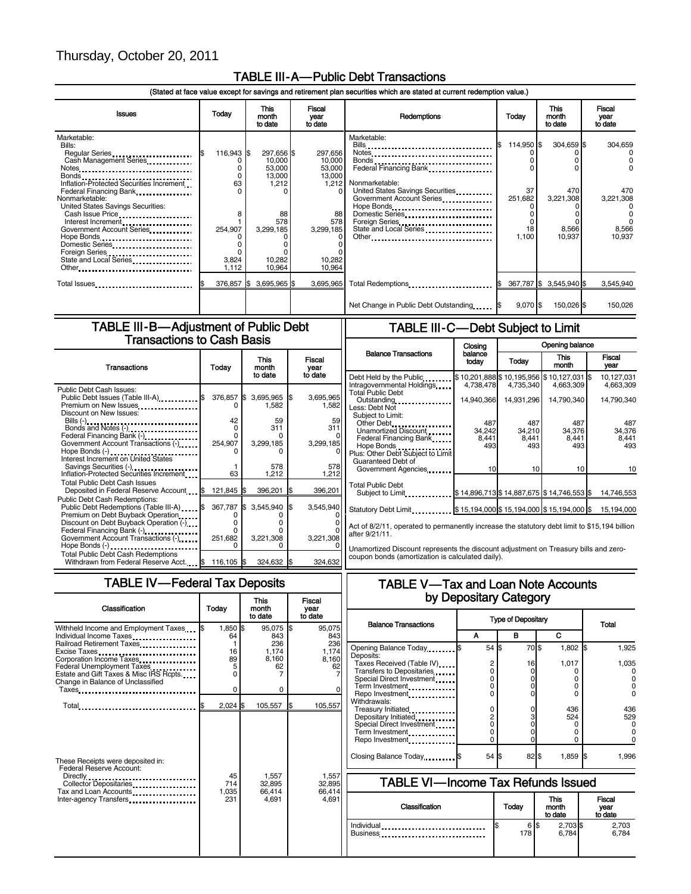Thursday, October 20, 2011

## TABLE III-A—Public Debt Transactions

(Stated at face value except for savings and retirement plan securities which are stated at current redemption value.)

| Issues | Today | This month to date | Fiscal year to date |
|---|---|---|---|
| Marketable: | | | |
| Bills: | | | |
| Regular Series | $ 116,943 | $ 297,656 | $ 297,656 |
| Cash Management Series | 0 | 10,000 | 10,000 |
| Notes | 0 | 53,000 | 53,000 |
| Bonds | 0 | 13,000 | 13,000 |
| Inflation-Protected Securities Increment | 63 | 1,212 | 1,212 |
| Federal Financing Bank | 0 | 0 | 0 |
| Nonmarketable: | | | |
| United States Savings Securities: | | | |
| Cash Issue Price | 8 | 88 | 88 |
| Interest Increment | 1 | 578 | 578 |
| Government Account Series | 254,907 | 3,299,185 | 3,299,185 |
| Hope Bonds | 0 | 0 | 0 |
| Domestic Series | 0 | 0 | 0 |
| Foreign Series | 0 | 0 | 0 |
| State and Local Series | 3,824 | 10,282 | 10,282 |
| Other | 1,112 | 10,964 | 10,964 |
| Total Issues | $ 376,857 | $ 3,695,965 | $ 3,695,965 |

| Redemptions | Today | This month to date | Fiscal year to date |
|---|---|---|---|
| Marketable: | | | |
| Bills | $ 114,950 | $ 304,659 | $ 304,659 |
| Notes | 0 | 0 | 0 |
| Bonds | 0 | 0 | 0 |
| Federal Financing Bank | 0 | 0 | 0 |
| Nonmarketable: | | | |
| United States Savings Securities | 37 | 470 | 470 |
| Government Account Series | 251,682 | 3,221,308 | 3,221,308 |
| Hope Bonds | 0 | 0 | 0 |
| Domestic Series | 0 | 0 | 0 |
| Foreign Series | 0 | 0 | 0 |
| State and Local Series | 18 | 8,566 | 8,566 |
| Other | 1,100 | 10,937 | 10,937 |
| Total Redemptions | $ 367,787 | $ 3,545,940 | $ 3,545,940 |
| Net Change in Public Debt Outstanding | $ 9,070 | $ 150,026 | $ 150,026 |

## TABLE III-B—Adjustment of Public Debt Transactions to Cash Basis

| Transactions | Today | This month to date | Fiscal year to date |
|---|---|---|---|
| Public Debt Cash Issues: | | | |
| Public Debt Issues (Table III-A) | $ 376,857 | $ 3,695,965 | $ 3,695,965 |
| Premium on New Issues | 0 | 1,582 | 1,582 |
| Discount on New Issues: | | | |
| Bills (-) | 42 | 59 | 59 |
| Bonds and Notes (-) | 0 | 311 | 311 |
| Federal Financing Bank (-) | 0 | 0 | 0 |
| Government Account Transactions (-) | 254,907 | 3,299,185 | 3,299,185 |
| Hope Bonds (-) | 0 | 0 | 0 |
| Interest Increment on United States Savings Securities (-) | 1 | 578 | 578 |
| Inflation-Protected Securities Increment | 63 | 1,212 | 1,212 |
| Total Public Debt Cash Issues Deposited in Federal Reserve Account | $ 121,845 | $ 396,201 | $ 396,201 |
| Public Debt Cash Redemptions: | | | |
| Public Debt Redemptions (Table III-A) | $ 367,787 | $ 3,545,940 | $ 3,545,940 |
| Premium on Debt Buyback Operation | 0 | 0 | 0 |
| Discount on Debt Buyback Operation (-) | 0 | 0 | 0 |
| Federal Financing Bank (-) | 0 | 0 | 0 |
| Government Account Transactions (-) | 251,682 | 3,221,308 | 3,221,308 |
| Hope Bonds (-) | 0 | 0 | 0 |
| Total Public Debt Cash Redemptions Withdrawn from Federal Reserve Acct. | $ 116,105 | $ 324,632 | $ 324,632 |

## TABLE III-C—Debt Subject to Limit

| Balance Transactions | Closing balance today | Opening balance | | |
|---|---|---|---|---|
| | | Today | This month | Fiscal year |
| Debt Held by the Public | $ 10,201,888 | $ 10,195,956 | $ 10,127,031 | $ 10,127,031 |
| Intragovernmental Holdings | 4,738,478 | 4,735,340 | 4,663,309 | 4,663,309 |
| Total Public Debt Outstanding | 14,940,366 | 14,931,296 | 14,790,340 | 14,790,340 |
| Less: Debt Not Subject to Limit: | | | | |
| Other Debt | 487 | 487 | 487 | 487 |
| Unamortized Discount | 34,242 | 34,210 | 34,376 | 34,376 |
| Federal Financing Bank | 8,441 | 8,441 | 8,441 | 8,441 |
| Hope Bonds | 493 | 493 | 493 | 493 |
| Plus: Other Debt Subject to Limit Guaranteed Debt of Government Agencies | 10 | 10 | 10 | 10 |
| Total Public Debt Subject to Limit | $ 14,896,713 | $ 14,887,675 | $ 14,746,553 | $ 14,746,553 |
| Statutory Debt Limit | $ 15,194,000 | $ 15,194,000 | $ 15,194,000 | $ 15,194,000 |

Act of 8/2/11, operated to permanently increase the statutory debt limit to $15,194 billion after 9/21/11.

Unamortized Discount represents the discount adjustment on Treasury bills and zero-coupon bonds (amortization is calculated daily).

## TABLE IV—Federal Tax Deposits

| Classification | Today | This month to date | Fiscal year to date |
|---|---|---|---|
| Withheld Income and Employment Taxes | $ 1,850 | $ 95,075 | $ 95,075 |
| Individual Income Taxes | 64 | 843 | 843 |
| Railroad Retirement Taxes | 1 | 236 | 236 |
| Excise Taxes | 16 | 1,174 | 1,174 |
| Corporation Income Taxes | 89 | 8,160 | 8,160 |
| Federal Unemployment Taxes | 5 | 62 | 62 |
| Estate and Gift Taxes & Misc IRS Rcpts. | 0 | 7 | 7 |
| Change in Balance of Unclassified Taxes | 0 | 0 | 0 |
| Total | $ 2,024 | $ 105,557 | $ 105,557 |
| These Receipts were deposited in: | | | |
| Federal Reserve Account: | | | |
| Directly | 45 | 1,557 | 1,557 |
| Collector Depositaries | 714 | 32,895 | 32,895 |
| Tax and Loan Accounts | 1,035 | 66,414 | 66,414 |
| Inter-agency Transfers | 231 | 4,691 | 4,691 |

## TABLE V—Tax and Loan Note Accounts by Depositary Category

| Balance Transactions | Type of Depositary | | | Total |
|---|---|---|---|---|
| | A | B | C | |
| Opening Balance Today | $ 54 | $ 70 | $ 1,802 | $ 1,925 |
| Deposits: | | | | |
| Taxes Received (Table IV) | 2 | 16 | 1,017 | 1,035 |
| Transfers to Depositaries | 0 | 0 | 0 | 0 |
| Special Direct Investment | 0 | 0 | 0 | 0 |
| Term Investment | 0 | 0 | 0 | 0 |
| Repo Investment | 0 | 0 | 0 | 0 |
| Withdrawals: | | | | |
| Treasury Initiated | 0 | 0 | 436 | 436 |
| Depositary Initiated | 2 | 3 | 524 | 529 |
| Special Direct Investment | 0 | 0 | 0 | 0 |
| Term Investment | 0 | 0 | 0 | 0 |
| Repo Investment | 0 | 0 | 0 | 0 |
| Closing Balance Today | $ 54 | $ 82 | $ 1,859 | $ 1,996 |

## TABLE VI—Income Tax Refunds Issued

| Classification | Today | This month to date | Fiscal year to date |
|---|---|---|---|
| Individual | $ 6 | $ 2,703 | $ 2,703 |
| Business | 178 | 6,784 | 6,784 |